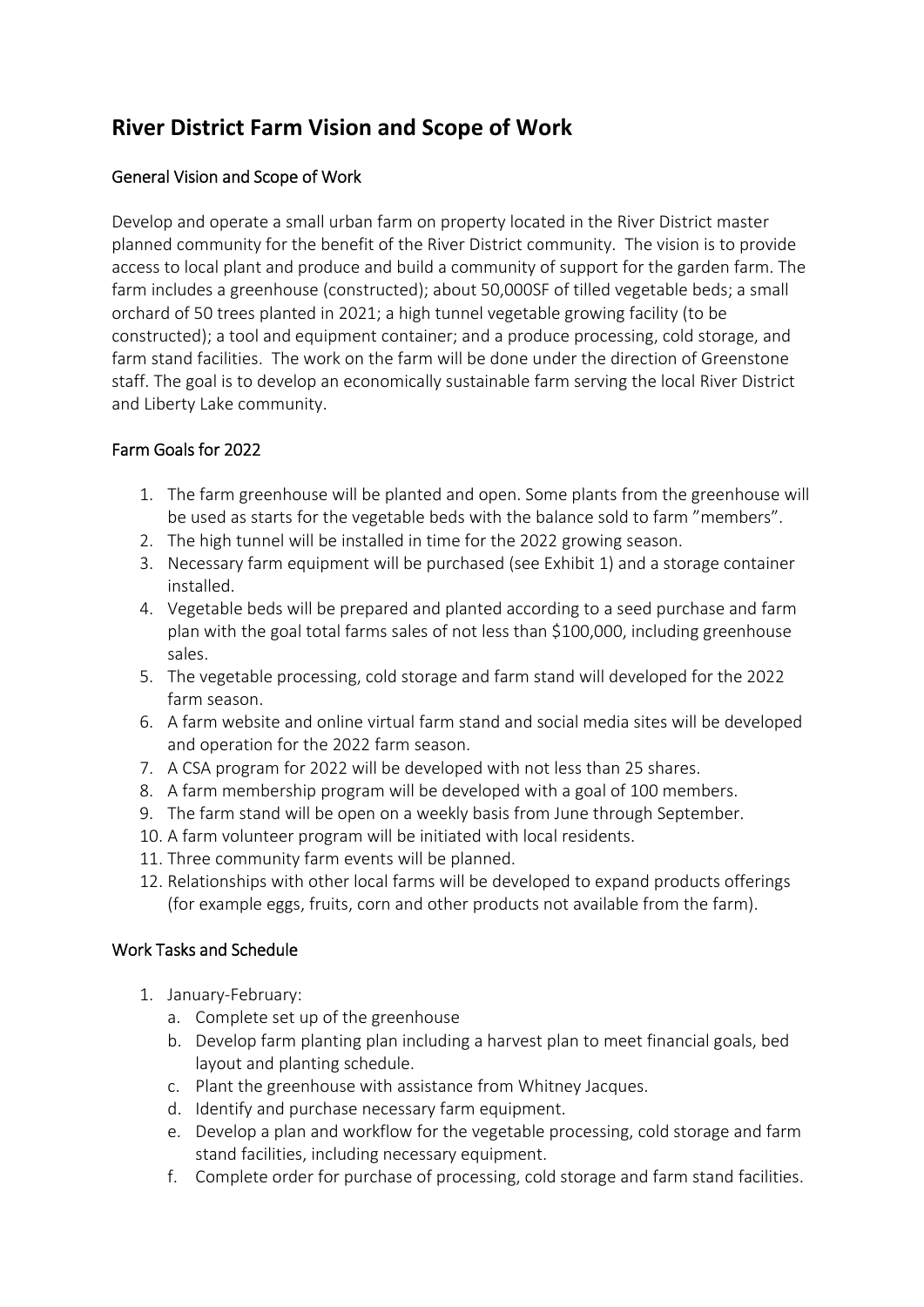# River District Farm Vision and Scope of Work

## General Vision and Scope of Work

Develop and operate a small urban farm on property located in the River District master planned community for the benefit of the River District community. The vision is to provide access to local plant and produce and build a community of support for the garden farm. The farm includes a greenhouse (constructed); about 50,000SF of tilled vegetable beds; a small orchard of 50 trees planted in 2021; a high tunnel vegetable growing facility (to be constructed); a tool and equipment container; and a produce processing, cold storage, and farm stand facilities. The work on the farm will be done under the direction of Greenstone staff. The goal is to develop an economically sustainable farm serving the local River District and Liberty Lake community.

## Farm Goals for 2022

1. The farm greenhouse will be planted and open. Some plants from the greenhouse will be used as starts for the vegetable beds with the balance sold to farm "members".
2. The high tunnel will be installed in time for the 2022 growing season.
3. Necessary farm equipment will be purchased (see Exhibit 1) and a storage container installed.
4. Vegetable beds will be prepared and planted according to a seed purchase and farm plan with the goal total farms sales of not less than $100,000, including greenhouse sales.
5. The vegetable processing, cold storage and farm stand will developed for the 2022 farm season.
6. A farm website and online virtual farm stand and social media sites will be developed and operation for the 2022 farm season.
7. A CSA program for 2022 will be developed with not less than 25 shares.
8. A farm membership program will be developed with a goal of 100 members.
9. The farm stand will be open on a weekly basis from June through September.
10. A farm volunteer program will be initiated with local residents.
11. Three community farm events will be planned.
12. Relationships with other local farms will be developed to expand products offerings (for example eggs, fruits, corn and other products not available from the farm).

## Work Tasks and Schedule

1. January-February:
    a. Complete set up of the greenhouse
    b. Develop farm planting plan including a harvest plan to meet financial goals, bed layout and planting schedule.
    c. Plant the greenhouse with assistance from Whitney Jacques.
    d. Identify and purchase necessary farm equipment.
    e. Develop a plan and workflow for the vegetable processing, cold storage and farm stand facilities, including necessary equipment.
    f. Complete order for purchase of processing, cold storage and farm stand facilities.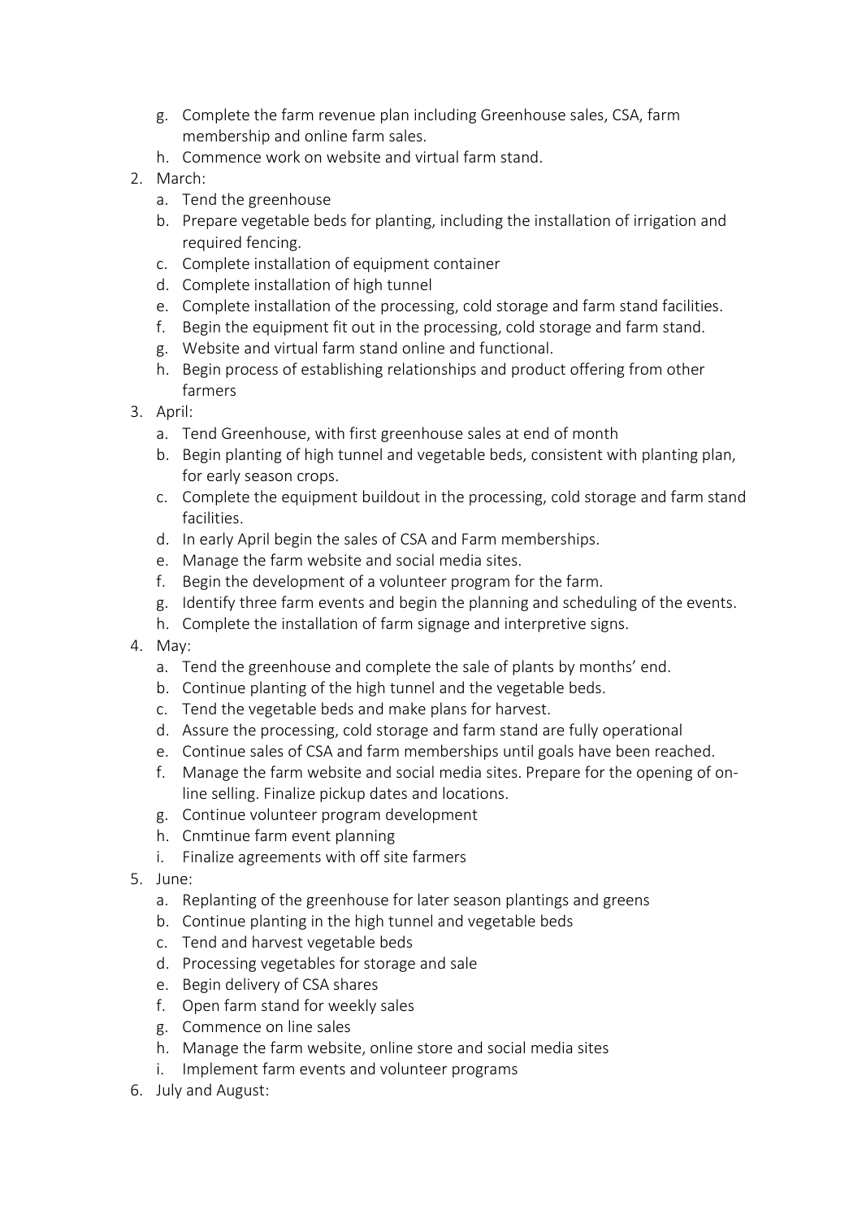g. Complete the farm revenue plan including Greenhouse sales, CSA, farm membership and online farm sales.
  h. Commence work on website and virtual farm stand.

2. March:
   a. Tend the greenhouse
   b. Prepare vegetable beds for planting, including the installation of irrigation and required fencing.
   c. Complete installation of equipment container
   d. Complete installation of high tunnel
   e. Complete installation of the processing, cold storage and farm stand facilities.
   f. Begin the equipment fit out in the processing, cold storage and farm stand.
   g. Website and virtual farm stand online and functional.
   h. Begin process of establishing relationships and product offering from other farmers
3. April:
   a. Tend Greenhouse, with first greenhouse sales at end of month
   b. Begin planting of high tunnel and vegetable beds, consistent with planting plan, for early season crops.
   c. Complete the equipment buildout in the processing, cold storage and farm stand facilities.
   d. In early April begin the sales of CSA and Farm memberships.
   e. Manage the farm website and social media sites.
   f. Begin the development of a volunteer program for the farm.
   g. Identify three farm events and begin the planning and scheduling of the events.
   h. Complete the installation of farm signage and interpretive signs.
4. May:
   a. Tend the greenhouse and complete the sale of plants by months' end.
   b. Continue planting of the high tunnel and the vegetable beds.
   c. Tend the vegetable beds and make plans for harvest.
   d. Assure the processing, cold storage and farm stand are fully operational
   e. Continue sales of CSA and farm memberships until goals have been reached.
   f. Manage the farm website and social media sites. Prepare for the opening of on-line selling. Finalize pickup dates and locations.
   g. Continue volunteer program development
   h. Cnmtinue farm event planning
   i. Finalize agreements with off site farmers
5. June:
   a. Replanting of the greenhouse for later season plantings and greens
   b. Continue planting in the high tunnel and vegetable beds
   c. Tend and harvest vegetable beds
   d. Processing vegetables for storage and sale
   e. Begin delivery of CSA shares
   f. Open farm stand for weekly sales
   g. Commence on line sales
   h. Manage the farm website, online store and social media sites
   i. Implement farm events and volunteer programs
6. July and August: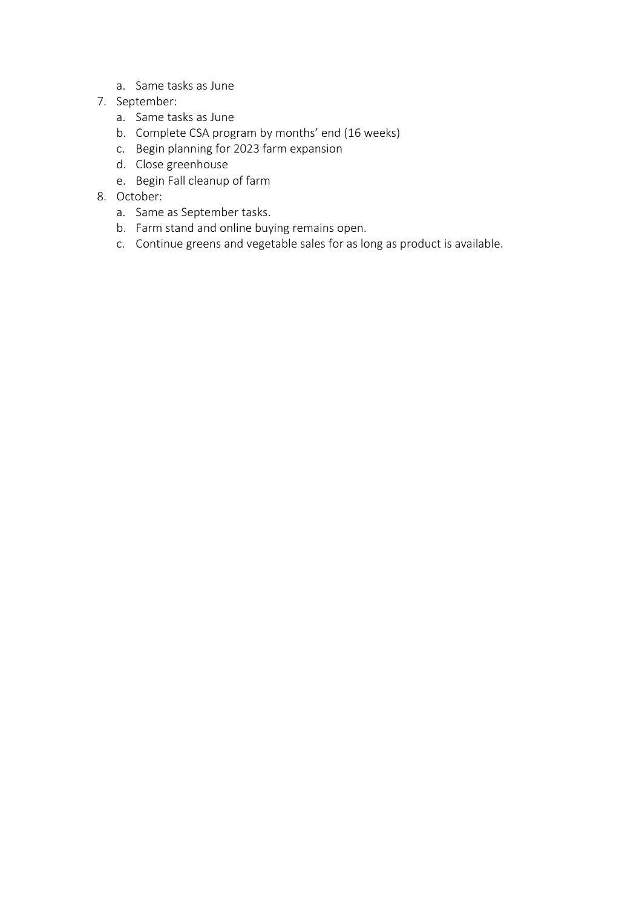a. Same tasks as June

7. September:
   a. Same tasks as June
   b. Complete CSA program by months' end (16 weeks)
   c. Begin planning for 2023 farm expansion
   d. Close greenhouse
   e. Begin Fall cleanup of farm

8. October:
   a. Same as September tasks.
   b. Farm stand and online buying remains open.
   c. Continue greens and vegetable sales for as long as product is available.